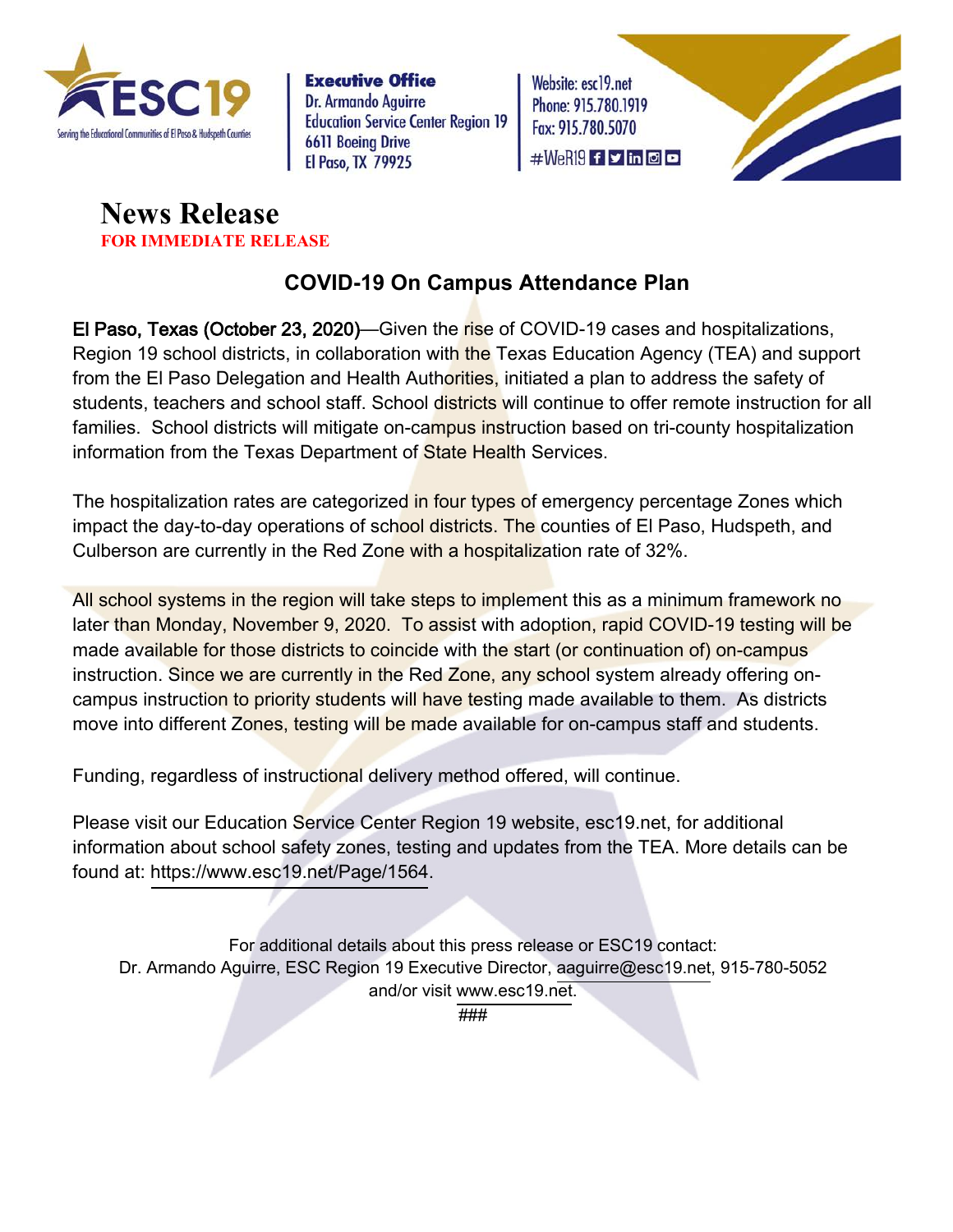Executive Office
Dr. Armando Aguirre
Education Service Center Region 19
6611 Boeing Drive
El Paso, TX 79925

Website: esc19.net
Phone: 915.780.1919
Fax: 915.780.5070
#WeR19

# News Release

**FOR IMMEDIATE RELEASE**

## COVID-19 On Campus Attendance Plan

El Paso, Texas (October 23, 2020)—Given the rise of COVID-19 cases and hospitalizations, Region 19 school districts, in collaboration with the Texas Education Agency (TEA) and support from the El Paso Delegation and Health Authorities, initiated a plan to address the safety of students, teachers and school staff. School districts will continue to offer remote instruction for all families. School districts will mitigate on-campus instruction based on tri-county hospitalization information from the Texas Department of State Health Services.

The hospitalization rates are categorized in four types of emergency percentage Zones which impact the day-to-day operations of school districts. The counties of El Paso, Hudspeth, and Culberson are currently in the Red Zone with a hospitalization rate of 32%.

All school systems in the region will take steps to implement this as a minimum framework no later than Monday, November 9, 2020. To assist with adoption, rapid COVID-19 testing will be made available for those districts to coincide with the start (or continuation of) on-campus instruction. Since we are currently in the Red Zone, any school system already offering on-campus instruction to priority students will have testing made available to them. As districts move into different Zones, testing will be made available for on-campus staff and students.

Funding, regardless of instructional delivery method offered, will continue.

Please visit our Education Service Center Region 19 website, esc19.net, for additional information about school safety zones, testing and updates from the TEA. More details can be found at: https://www.esc19.net/Page/1564.

For additional details about this press release or ESC19 contact:
Dr. Armando Aguirre, ESC Region 19 Executive Director, aaguirre@esc19.net, 915-780-5052
and/or visit www.esc19.net.

###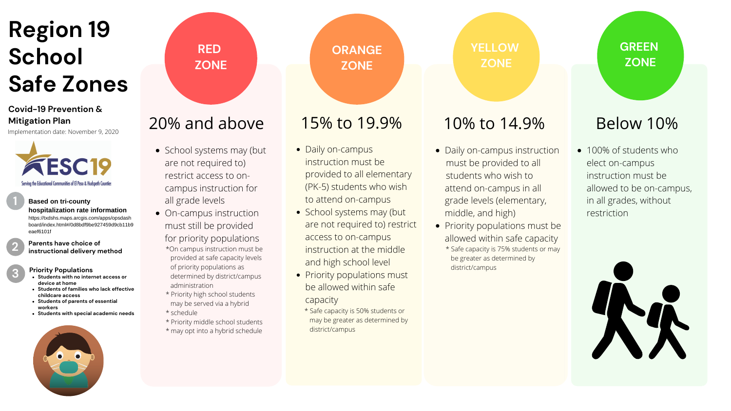# Region 19 School Safe Zones

**Covid-19 Prevention & Mitigation Plan**

Implementation date: November 9, 2020

ESC19

Serving the Educational Communities of El Paso & Hudspeth Counties

1. **Based on tri-county hospitalization rate information**
   https://txdshs.maps.arcgis.com/apps/opsdashboard/index.html#/0d8bdf9be927459d9cb11b9eaef6101f
2. **Parents have choice of instructional delivery method**
3. **Priority Populations**
   - Students with no internet access or device at home
   - Students of families who lack effective childcare access
   - Students of parents of essential workers
   - Students with special academic needs

## RED ZONE

### 20% and above

- School systems may (but are not required to) restrict access to on-campus instruction for all grade levels
- On-campus instruction must still be provided for priority populations

*On campus instruction must be provided at safe capacity levels of priority populations as determined by district/campus administration

* Priority high school students may be served via a hybrid
* schedule
* Priority middle school students
* may opt into a hybrid schedule

## ORANGE ZONE

### 15% to 19.9%

- Daily on-campus instruction must be provided to all elementary (PK-5) students who wish to attend on-campus
- School systems may (but are not required to) restrict access to on-campus instruction at the middle and high school level
- Priority populations must be allowed within safe capacity

* Safe capacity is 50% students or may be greater as determined by district/campus

## YELLOW ZONE

### 10% to 14.9%

- Daily on-campus instruction must be provided to all students who wish to attend on-campus in all grade levels (elementary, middle, and high)
- Priority populations must be allowed within safe capacity

* Safe capacity is 75% students or may be greater as determined by district/campus

## GREEN ZONE

### Below 10%

- 100% of students who elect on-campus instruction must be allowed to be on-campus, in all grades, without restriction